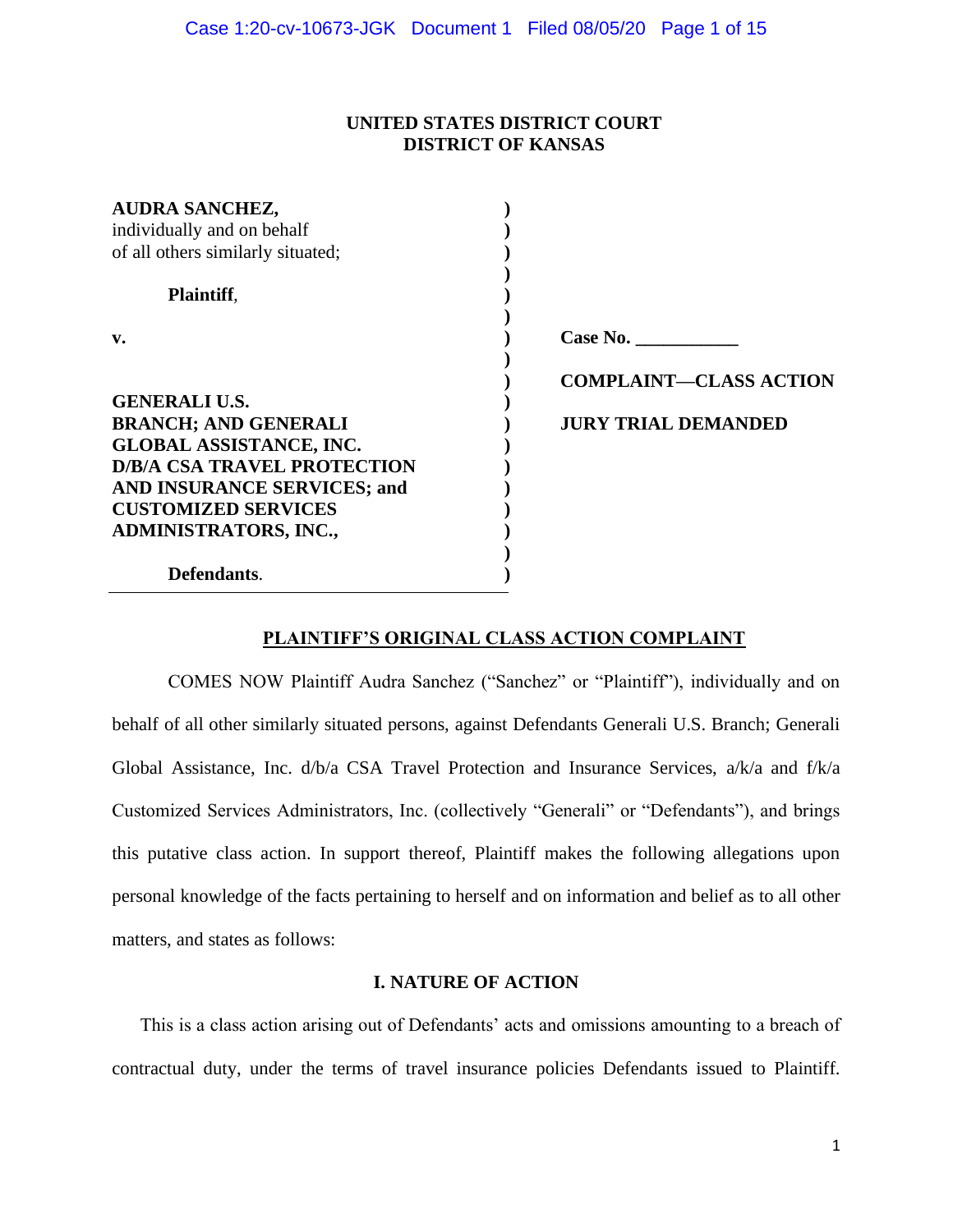**UNITED STATES DISTRICT COURT**
**DISTRICT OF KANSAS**

| | | |
|---|---|---|
| **AUDRA SANCHEZ,** individually and on behalf of all others similarly situated; | ) | |
| **Plaintiff**, | ) | |
| **v.** | ) | **Case No. \_\_\_\_\_\_\_\_\_\_\_** |
| | ) | **COMPLAINT—CLASS ACTION** |
| **GENERALI U.S. BRANCH; AND GENERALI GLOBAL ASSISTANCE, INC. D/B/A CSA TRAVEL PROTECTION AND INSURANCE SERVICES; and CUSTOMIZED SERVICES ADMINISTRATORS, INC.,** | ) | **JURY TRIAL DEMANDED** |
| **Defendants**. | ) | |

## PLAINTIFF'S ORIGINAL CLASS ACTION COMPLAINT

COMES NOW Plaintiff Audra Sanchez ("Sanchez" or "Plaintiff"), individually and on behalf of all other similarly situated persons, against Defendants Generali U.S. Branch; Generali Global Assistance, Inc. d/b/a CSA Travel Protection and Insurance Services, a/k/a and f/k/a Customized Services Administrators, Inc. (collectively "Generali" or "Defendants"), and brings this putative class action. In support thereof, Plaintiff makes the following allegations upon personal knowledge of the facts pertaining to herself and on information and belief as to all other matters, and states as follows:

### I. NATURE OF ACTION

This is a class action arising out of Defendants' acts and omissions amounting to a breach of contractual duty, under the terms of travel insurance policies Defendants issued to Plaintiff.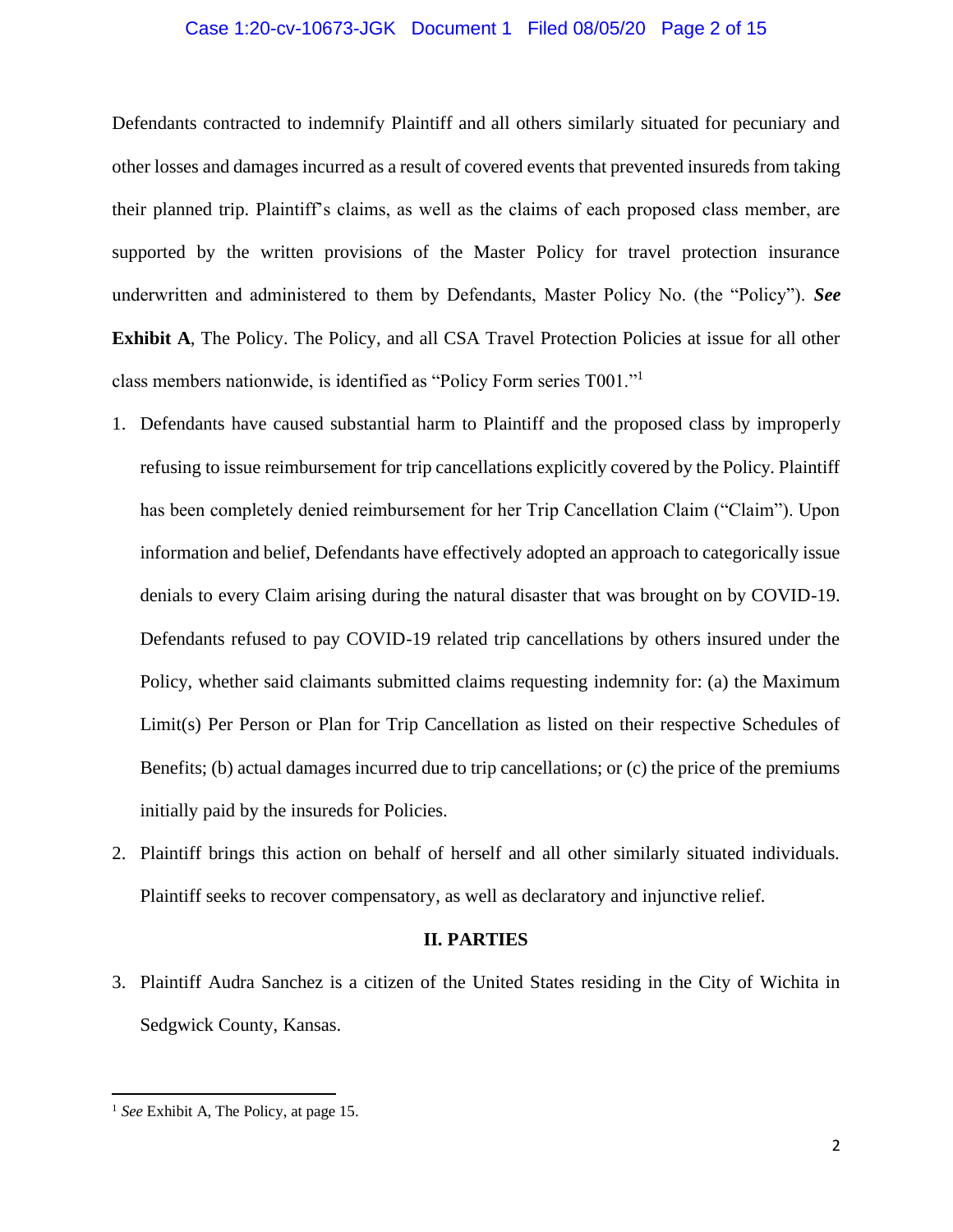Defendants contracted to indemnify Plaintiff and all others similarly situated for pecuniary and other losses and damages incurred as a result of covered events that prevented insureds from taking their planned trip. Plaintiff's claims, as well as the claims of each proposed class member, are supported by the written provisions of the Master Policy for travel protection insurance underwritten and administered to them by Defendants, Master Policy No. (the "Policy"). ***See* Exhibit A**, The Policy. The Policy, and all CSA Travel Protection Policies at issue for all other class members nationwide, is identified as "Policy Form series T001."[1]

1. Defendants have caused substantial harm to Plaintiff and the proposed class by improperly refusing to issue reimbursement for trip cancellations explicitly covered by the Policy. Plaintiff has been completely denied reimbursement for her Trip Cancellation Claim ("Claim"). Upon information and belief, Defendants have effectively adopted an approach to categorically issue denials to every Claim arising during the natural disaster that was brought on by COVID-19. Defendants refused to pay COVID-19 related trip cancellations by others insured under the Policy, whether said claimants submitted claims requesting indemnity for: (a) the Maximum Limit(s) Per Person or Plan for Trip Cancellation as listed on their respective Schedules of Benefits; (b) actual damages incurred due to trip cancellations; or (c) the price of the premiums initially paid by the insureds for Policies.

2. Plaintiff brings this action on behalf of herself and all other similarly situated individuals. Plaintiff seeks to recover compensatory, as well as declaratory and injunctive relief.

## II. PARTIES

3. Plaintiff Audra Sanchez is a citizen of the United States residing in the City of Wichita in Sedgwick County, Kansas.

---

[1] *See* Exhibit A, The Policy, at page 15.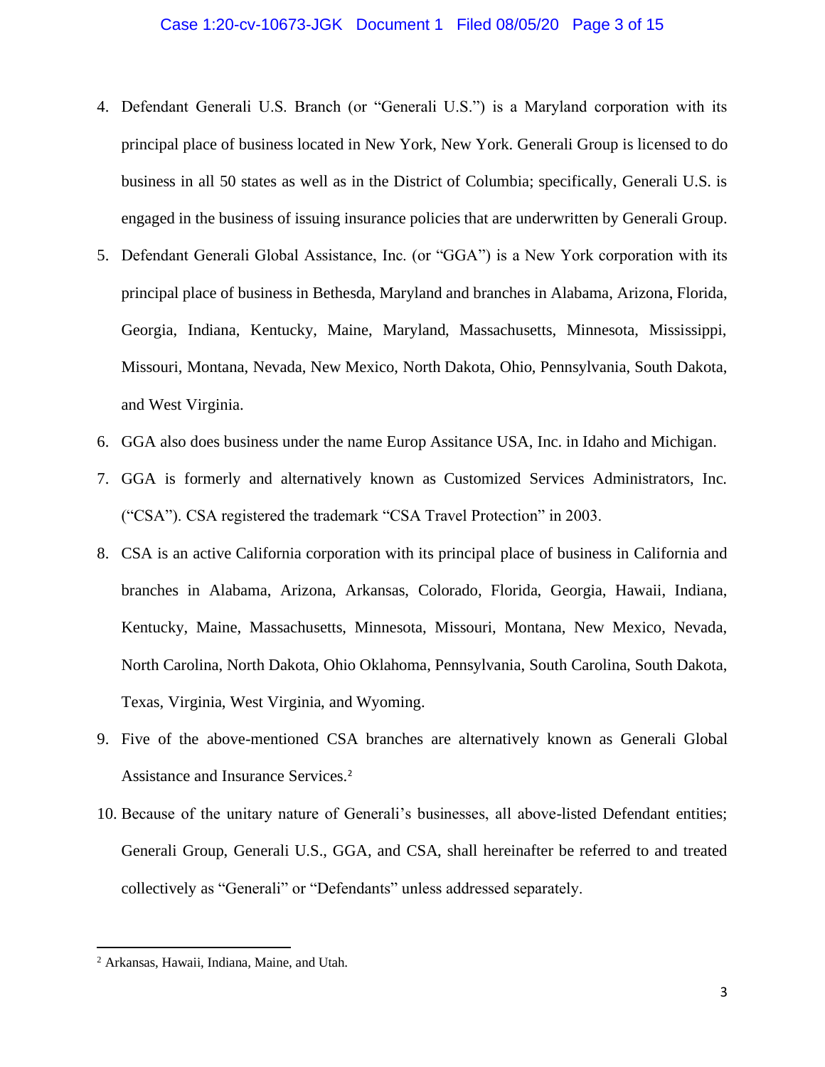4. Defendant Generali U.S. Branch (or "Generali U.S.") is a Maryland corporation with its principal place of business located in New York, New York. Generali Group is licensed to do business in all 50 states as well as in the District of Columbia; specifically, Generali U.S. is engaged in the business of issuing insurance policies that are underwritten by Generali Group.
5. Defendant Generali Global Assistance, Inc. (or "GGA") is a New York corporation with its principal place of business in Bethesda, Maryland and branches in Alabama, Arizona, Florida, Georgia, Indiana, Kentucky, Maine, Maryland, Massachusetts, Minnesota, Mississippi, Missouri, Montana, Nevada, New Mexico, North Dakota, Ohio, Pennsylvania, South Dakota, and West Virginia.
6. GGA also does business under the name Europ Assitance USA, Inc. in Idaho and Michigan.
7. GGA is formerly and alternatively known as Customized Services Administrators, Inc. ("CSA"). CSA registered the trademark "CSA Travel Protection" in 2003.
8. CSA is an active California corporation with its principal place of business in California and branches in Alabama, Arizona, Arkansas, Colorado, Florida, Georgia, Hawaii, Indiana, Kentucky, Maine, Massachusetts, Minnesota, Missouri, Montana, New Mexico, Nevada, North Carolina, North Dakota, Ohio Oklahoma, Pennsylvania, South Carolina, South Dakota, Texas, Virginia, West Virginia, and Wyoming.
9. Five of the above-mentioned CSA branches are alternatively known as Generali Global Assistance and Insurance Services.[2]
10. Because of the unitary nature of Generali's businesses, all above-listed Defendant entities; Generali Group, Generali U.S., GGA, and CSA, shall hereinafter be referred to and treated collectively as "Generali" or "Defendants" unless addressed separately.

[2] Arkansas, Hawaii, Indiana, Maine, and Utah.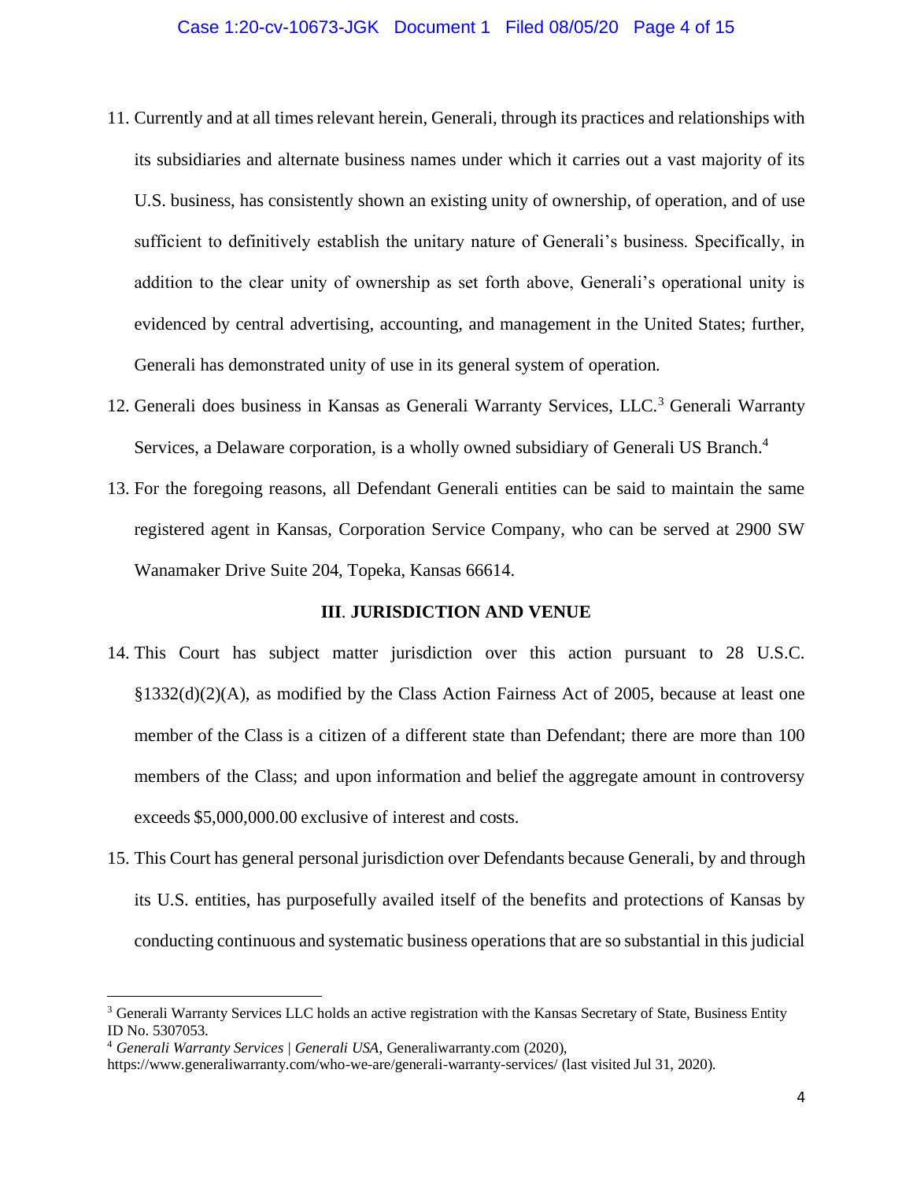11. Currently and at all times relevant herein, Generali, through its practices and relationships with its subsidiaries and alternate business names under which it carries out a vast majority of its U.S. business, has consistently shown an existing unity of ownership, of operation, and of use sufficient to definitively establish the unitary nature of Generali's business. Specifically, in addition to the clear unity of ownership as set forth above, Generali's operational unity is evidenced by central advertising, accounting, and management in the United States; further, Generali has demonstrated unity of use in its general system of operation.

12. Generali does business in Kansas as Generali Warranty Services, LLC.[3] Generali Warranty Services, a Delaware corporation, is a wholly owned subsidiary of Generali US Branch.[4]

13. For the foregoing reasons, all Defendant Generali entities can be said to maintain the same registered agent in Kansas, Corporation Service Company, who can be served at 2900 SW Wanamaker Drive Suite 204, Topeka, Kansas 66614.

## III. JURISDICTION AND VENUE

14. This Court has subject matter jurisdiction over this action pursuant to 28 U.S.C. §1332(d)(2)(A), as modified by the Class Action Fairness Act of 2005, because at least one member of the Class is a citizen of a different state than Defendant; there are more than 100 members of the Class; and upon information and belief the aggregate amount in controversy exceeds $5,000,000.00 exclusive of interest and costs.

15. This Court has general personal jurisdiction over Defendants because Generali, by and through its U.S. entities, has purposefully availed itself of the benefits and protections of Kansas by conducting continuous and systematic business operations that are so substantial in this judicial

---

[3] Generali Warranty Services LLC holds an active registration with the Kansas Secretary of State, Business Entity ID No. 5307053.

[4] *Generali Warranty Services | Generali USA*, Generaliwarranty.com (2020), https://www.generaliwarranty.com/who-we-are/generali-warranty-services/ (last visited Jul 31, 2020).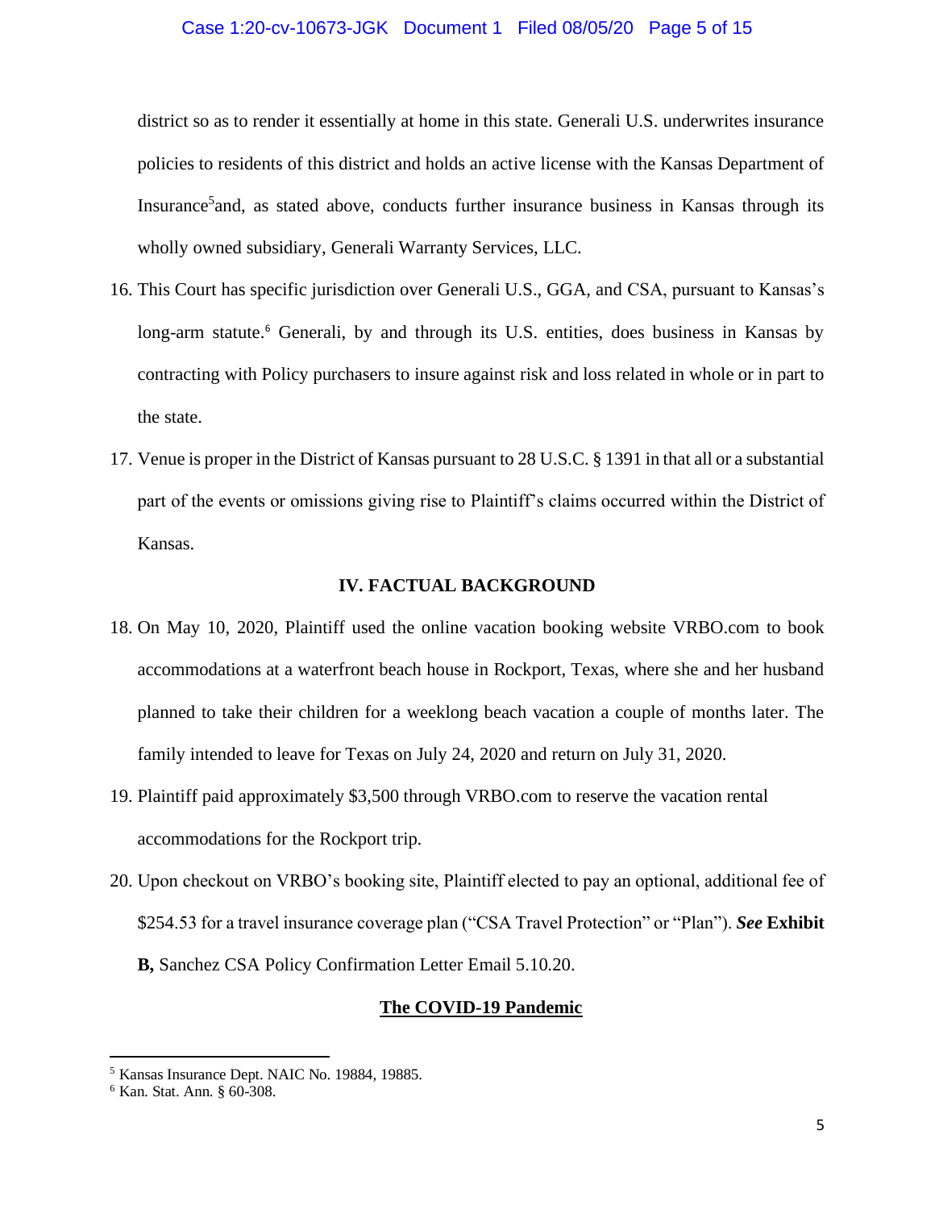district so as to render it essentially at home in this state. Generali U.S. underwrites insurance policies to residents of this district and holds an active license with the Kansas Department of Insurance[5]and, as stated above, conducts further insurance business in Kansas through its wholly owned subsidiary, Generali Warranty Services, LLC.

16. This Court has specific jurisdiction over Generali U.S., GGA, and CSA, pursuant to Kansas's long-arm statute.[6] Generali, by and through its U.S. entities, does business in Kansas by contracting with Policy purchasers to insure against risk and loss related in whole or in part to the state.

17. Venue is proper in the District of Kansas pursuant to 28 U.S.C. § 1391 in that all or a substantial part of the events or omissions giving rise to Plaintiff's claims occurred within the District of Kansas.

## IV. FACTUAL BACKGROUND

18. On May 10, 2020, Plaintiff used the online vacation booking website VRBO.com to book accommodations at a waterfront beach house in Rockport, Texas, where she and her husband planned to take their children for a weeklong beach vacation a couple of months later. The family intended to leave for Texas on July 24, 2020 and return on July 31, 2020.

19. Plaintiff paid approximately $3,500 through VRBO.com to reserve the vacation rental accommodations for the Rockport trip.

20. Upon checkout on VRBO's booking site, Plaintiff elected to pay an optional, additional fee of $254.53 for a travel insurance coverage plan ("CSA Travel Protection" or "Plan"). ***See* Exhibit B,** Sanchez CSA Policy Confirmation Letter Email 5.10.20.

### <u>The COVID-19 Pandemic</u>

---

[5] Kansas Insurance Dept. NAIC No. 19884, 19885.

[6] Kan. Stat. Ann. § 60-308.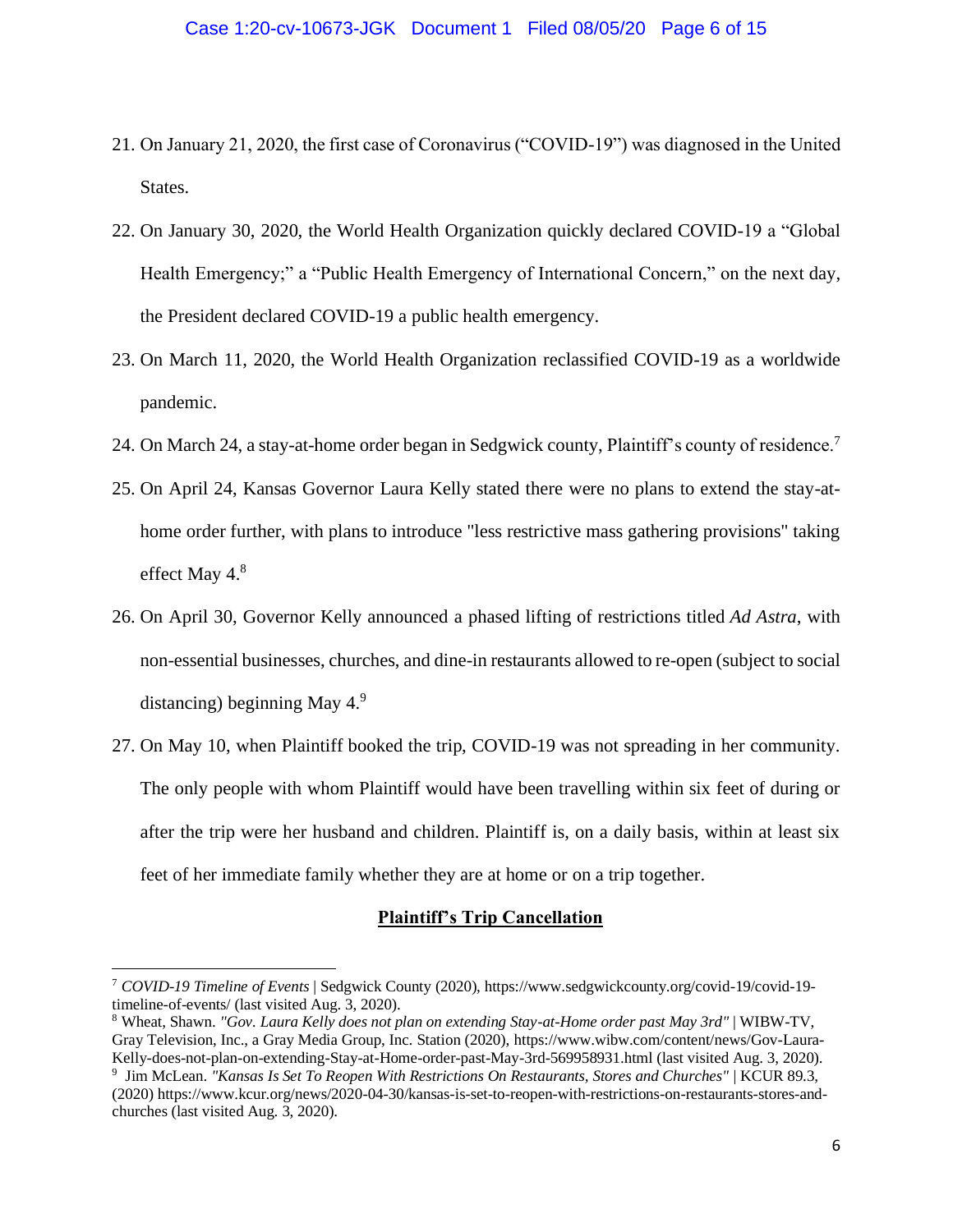21. On January 21, 2020, the first case of Coronavirus ("COVID-19") was diagnosed in the United States.
22. On January 30, 2020, the World Health Organization quickly declared COVID-19 a "Global Health Emergency;" a "Public Health Emergency of International Concern," on the next day, the President declared COVID-19 a public health emergency.
23. On March 11, 2020, the World Health Organization reclassified COVID-19 as a worldwide pandemic.
24. On March 24, a stay-at-home order began in Sedgwick county, Plaintiff's county of residence.[7]
25. On April 24, Kansas Governor Laura Kelly stated there were no plans to extend the stay-at-home order further, with plans to introduce "less restrictive mass gathering provisions" taking effect May 4.[8]
26. On April 30, Governor Kelly announced a phased lifting of restrictions titled *Ad Astra*, with non-essential businesses, churches, and dine-in restaurants allowed to re-open (subject to social distancing) beginning May 4.[9]
27. On May 10, when Plaintiff booked the trip, COVID-19 was not spreading in her community. The only people with whom Plaintiff would have been travelling within six feet of during or after the trip were her husband and children. Plaintiff is, on a daily basis, within at least six feet of her immediate family whether they are at home or on a trip together.

<u>**Plaintiff's Trip Cancellation**</u>

---

[7] *COVID-19 Timeline of Events* | Sedgwick County (2020), https://www.sedgwickcounty.org/covid-19/covid-19-timeline-of-events/ (last visited Aug. 3, 2020).

[8] Wheat, Shawn. *"Gov. Laura Kelly does not plan on extending Stay-at-Home order past May 3rd"* | WIBW-TV, Gray Television, Inc., a Gray Media Group, Inc. Station (2020), https://www.wibw.com/content/news/Gov-Laura-Kelly-does-not-plan-on-extending-Stay-at-Home-order-past-May-3rd-569958931.html (last visited Aug. 3, 2020).

[9] Jim McLean. *"Kansas Is Set To Reopen With Restrictions On Restaurants, Stores and Churches"* | KCUR 89.3, (2020) https://www.kcur.org/news/2020-04-30/kansas-is-set-to-reopen-with-restrictions-on-restaurants-stores-and-churches (last visited Aug. 3, 2020).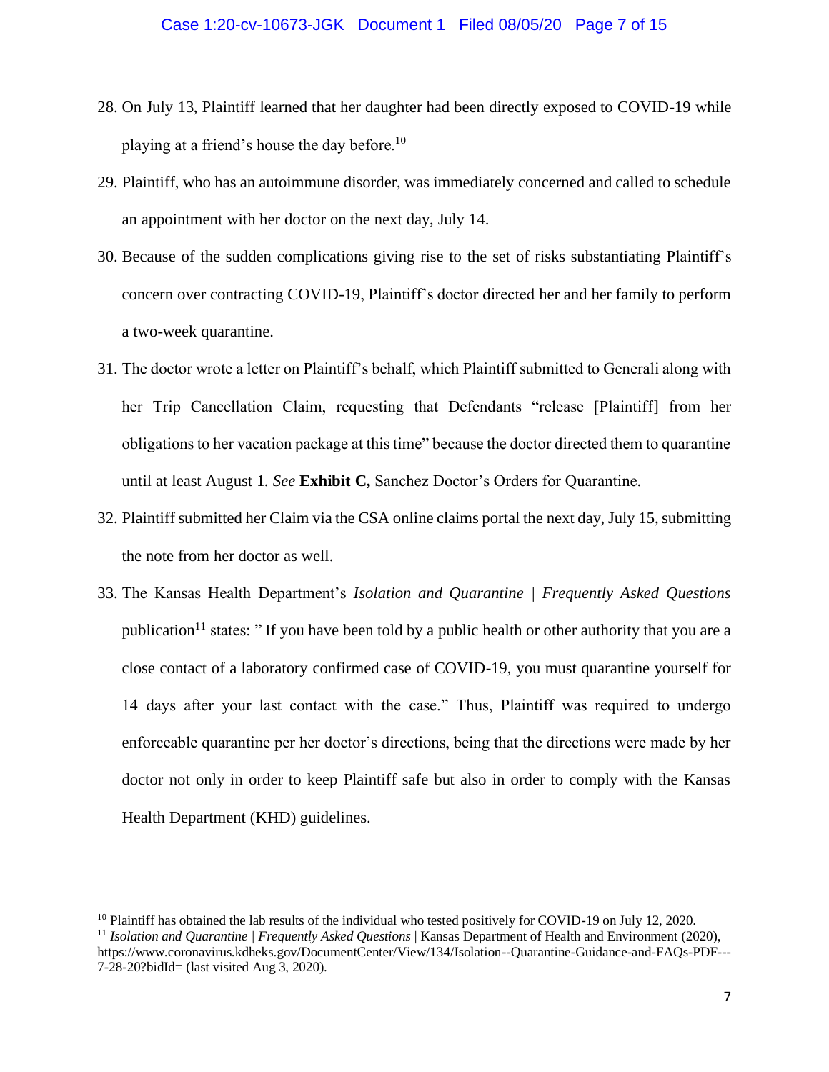28. On July 13, Plaintiff learned that her daughter had been directly exposed to COVID-19 while playing at a friend's house the day before.[10]

29. Plaintiff, who has an autoimmune disorder, was immediately concerned and called to schedule an appointment with her doctor on the next day, July 14.

30. Because of the sudden complications giving rise to the set of risks substantiating Plaintiff's concern over contracting COVID-19, Plaintiff's doctor directed her and her family to perform a two-week quarantine.

31. The doctor wrote a letter on Plaintiff's behalf, which Plaintiff submitted to Generali along with her Trip Cancellation Claim, requesting that Defendants "release [Plaintiff] from her obligations to her vacation package at this time" because the doctor directed them to quarantine until at least August 1. *See* **Exhibit C,** Sanchez Doctor's Orders for Quarantine.

32. Plaintiff submitted her Claim via the CSA online claims portal the next day, July 15, submitting the note from her doctor as well.

33. The Kansas Health Department's *Isolation and Quarantine | Frequently Asked Questions* publication[11] states: " If you have been told by a public health or other authority that you are a close contact of a laboratory confirmed case of COVID-19, you must quarantine yourself for 14 days after your last contact with the case." Thus, Plaintiff was required to undergo enforceable quarantine per her doctor's directions, being that the directions were made by her doctor not only in order to keep Plaintiff safe but also in order to comply with the Kansas Health Department (KHD) guidelines.

---

[10] Plaintiff has obtained the lab results of the individual who tested positively for COVID-19 on July 12, 2020.

[11] *Isolation and Quarantine | Frequently Asked Questions* | Kansas Department of Health and Environment (2020), https://www.coronavirus.kdheks.gov/DocumentCenter/View/134/Isolation--Quarantine-Guidance-and-FAQs-PDF---7-28-20?bidId= (last visited Aug 3, 2020).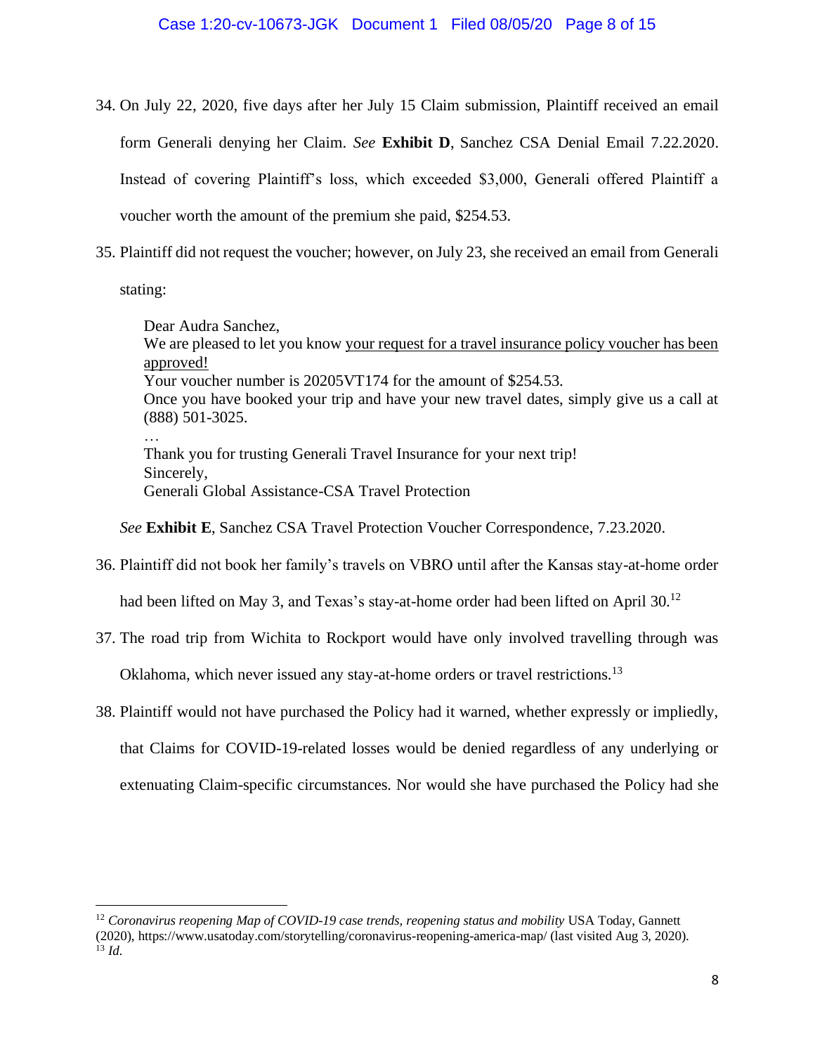34. On July 22, 2020, five days after her July 15 Claim submission, Plaintiff received an email form Generali denying her Claim. *See* **Exhibit D**, Sanchez CSA Denial Email 7.22.2020. Instead of covering Plaintiff's loss, which exceeded $3,000, Generali offered Plaintiff a voucher worth the amount of the premium she paid, $254.53.

35. Plaintiff did not request the voucher; however, on July 23, she received an email from Generali stating:

> Dear Audra Sanchez,
> We are pleased to let you know <u>your request for a travel insurance policy voucher has been approved!</u>
> Your voucher number is 20205VT174 for the amount of $254.53.
> Once you have booked your trip and have your new travel dates, simply give us a call at (888) 501-3025.
> …
> Thank you for trusting Generali Travel Insurance for your next trip!
> Sincerely,
> Generali Global Assistance-CSA Travel Protection

*See* **Exhibit E**, Sanchez CSA Travel Protection Voucher Correspondence, 7.23.2020.

36. Plaintiff did not book her family's travels on VBRO until after the Kansas stay-at-home order had been lifted on May 3, and Texas's stay-at-home order had been lifted on April 30.[12]

37. The road trip from Wichita to Rockport would have only involved travelling through was Oklahoma, which never issued any stay-at-home orders or travel restrictions.[13]

38. Plaintiff would not have purchased the Policy had it warned, whether expressly or impliedly, that Claims for COVID-19-related losses would be denied regardless of any underlying or extenuating Claim-specific circumstances. Nor would she have purchased the Policy had she

---

[12] *Coronavirus reopening Map of COVID-19 case trends, reopening status and mobility* USA Today, Gannett (2020), https://www.usatoday.com/storytelling/coronavirus-reopening-america-map/ (last visited Aug 3, 2020).

[13] *Id.*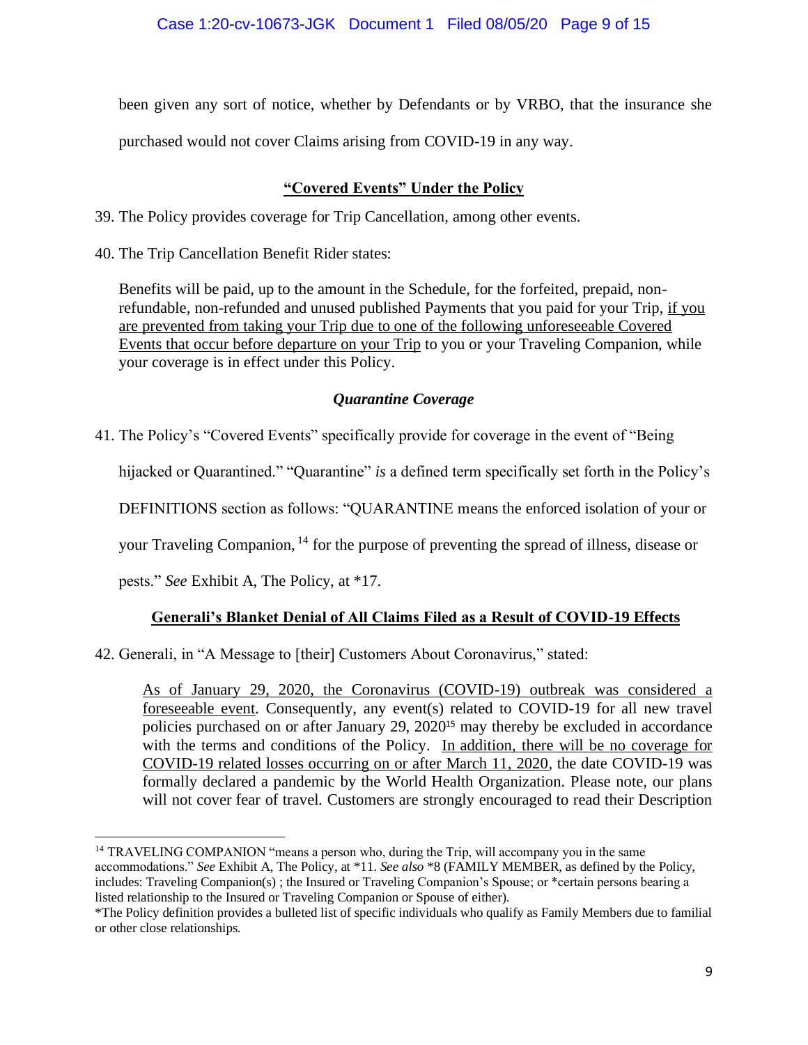been given any sort of notice, whether by Defendants or by VRBO, that the insurance she purchased would not cover Claims arising from COVID-19 in any way.

## "Covered Events" Under the Policy

39. The Policy provides coverage for Trip Cancellation, among other events.

40. The Trip Cancellation Benefit Rider states:

> Benefits will be paid, up to the amount in the Schedule, for the forfeited, prepaid, non-refundable, non-refunded and unused published Payments that you paid for your Trip, <u>if you are prevented from taking your Trip due to one of the following unforeseeable Covered Events that occur before departure on your Trip</u> to you or your Traveling Companion, while your coverage is in effect under this Policy.

### *Quarantine Coverage*

41. The Policy's "Covered Events" specifically provide for coverage in the event of "Being hijacked or Quarantined." "Quarantine" *is* a defined term specifically set forth in the Policy's DEFINITIONS section as follows: "QUARANTINE means the enforced isolation of your or your Traveling Companion, [14] for the purpose of preventing the spread of illness, disease or pests." *See* Exhibit A, The Policy, at *17.

## Generali's Blanket Denial of All Claims Filed as a Result of COVID-19 Effects

42. Generali, in "A Message to [their] Customers About Coronavirus," stated:

> <u>As of January 29, 2020, the Coronavirus (COVID-19) outbreak was considered a foreseeable event</u>. Consequently, any event(s) related to COVID-19 for all new travel policies purchased on or after January 29, 2020[15] may thereby be excluded in accordance with the terms and conditions of the Policy. <u>In addition, there will be no coverage for COVID-19 related losses occurring on or after March 11, 2020</u>, the date COVID-19 was formally declared a pandemic by the World Health Organization. Please note, our plans will not cover fear of travel. Customers are strongly encouraged to read their Description

---

[14] TRAVELING COMPANION "means a person who, during the Trip, will accompany you in the same accommodations." *See* Exhibit A, The Policy, at *11. *See also* *8 (FAMILY MEMBER, as defined by the Policy, includes: Traveling Companion(s) ; the Insured or Traveling Companion's Spouse; or *certain persons bearing a listed relationship to the Insured or Traveling Companion or Spouse of either).

*The Policy definition provides a bulleted list of specific individuals who qualify as Family Members due to familial or other close relationships.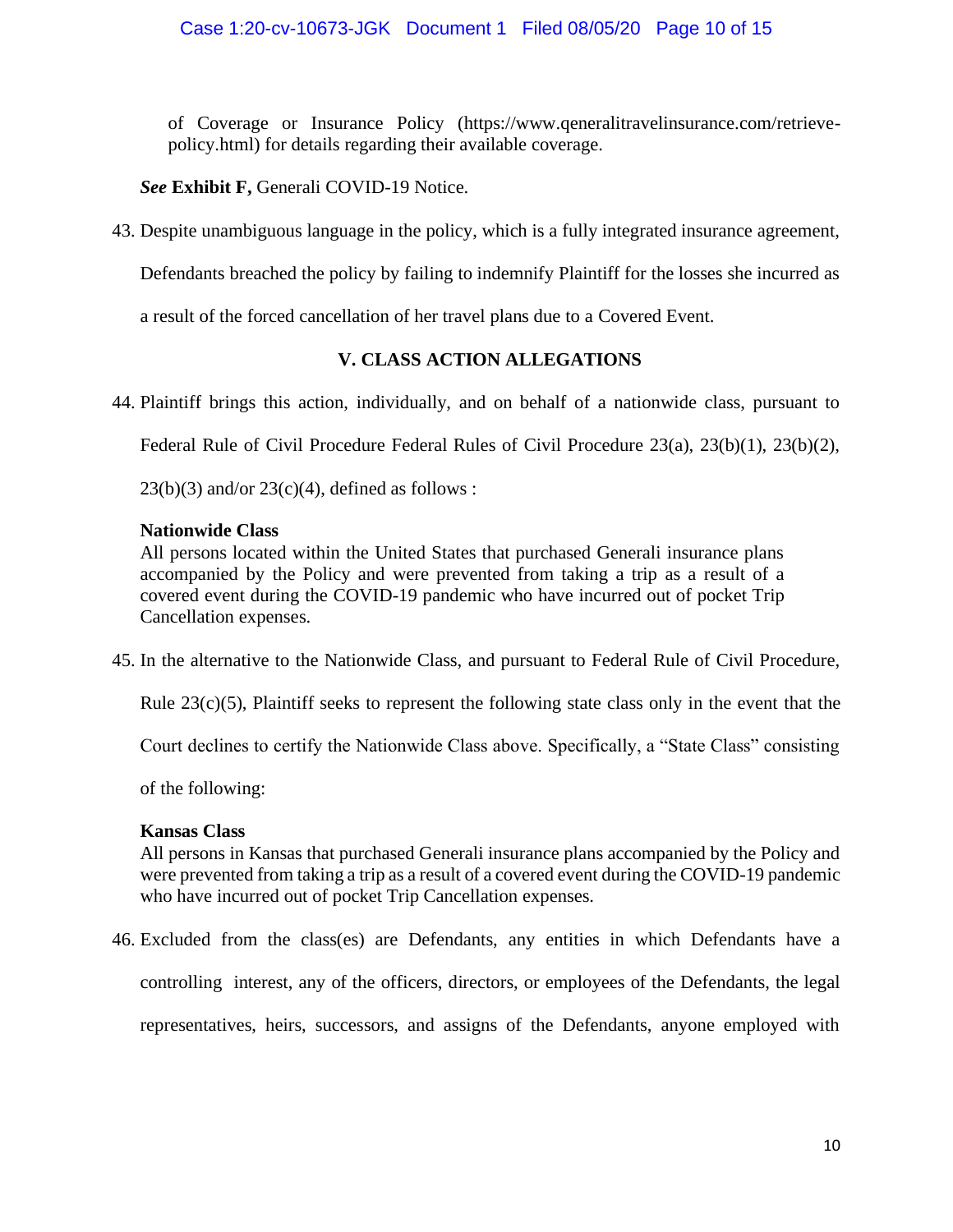of Coverage or Insurance Policy (https://www.qeneralitravelinsurance.com/retrieve-policy.html) for details regarding their available coverage.

***See*** **Exhibit F,** Generali COVID-19 Notice.

43. Despite unambiguous language in the policy, which is a fully integrated insurance agreement, Defendants breached the policy by failing to indemnify Plaintiff for the losses she incurred as a result of the forced cancellation of her travel plans due to a Covered Event.

## V. CLASS ACTION ALLEGATIONS

44. Plaintiff brings this action, individually, and on behalf of a nationwide class, pursuant to Federal Rule of Civil Procedure Federal Rules of Civil Procedure 23(a), 23(b)(1), 23(b)(2), 23(b)(3) and/or 23(c)(4), defined as follows :

    **Nationwide Class**
    All persons located within the United States that purchased Generali insurance plans accompanied by the Policy and were prevented from taking a trip as a result of a covered event during the COVID-19 pandemic who have incurred out of pocket Trip Cancellation expenses.

45. In the alternative to the Nationwide Class, and pursuant to Federal Rule of Civil Procedure, Rule 23(c)(5), Plaintiff seeks to represent the following state class only in the event that the Court declines to certify the Nationwide Class above. Specifically, a "State Class" consisting of the following:

    **Kansas Class**
    All persons in Kansas that purchased Generali insurance plans accompanied by the Policy and were prevented from taking a trip as a result of a covered event during the COVID-19 pandemic who have incurred out of pocket Trip Cancellation expenses.

46. Excluded from the class(es) are Defendants, any entities in which Defendants have a controlling interest, any of the officers, directors, or employees of the Defendants, the legal representatives, heirs, successors, and assigns of the Defendants, anyone employed with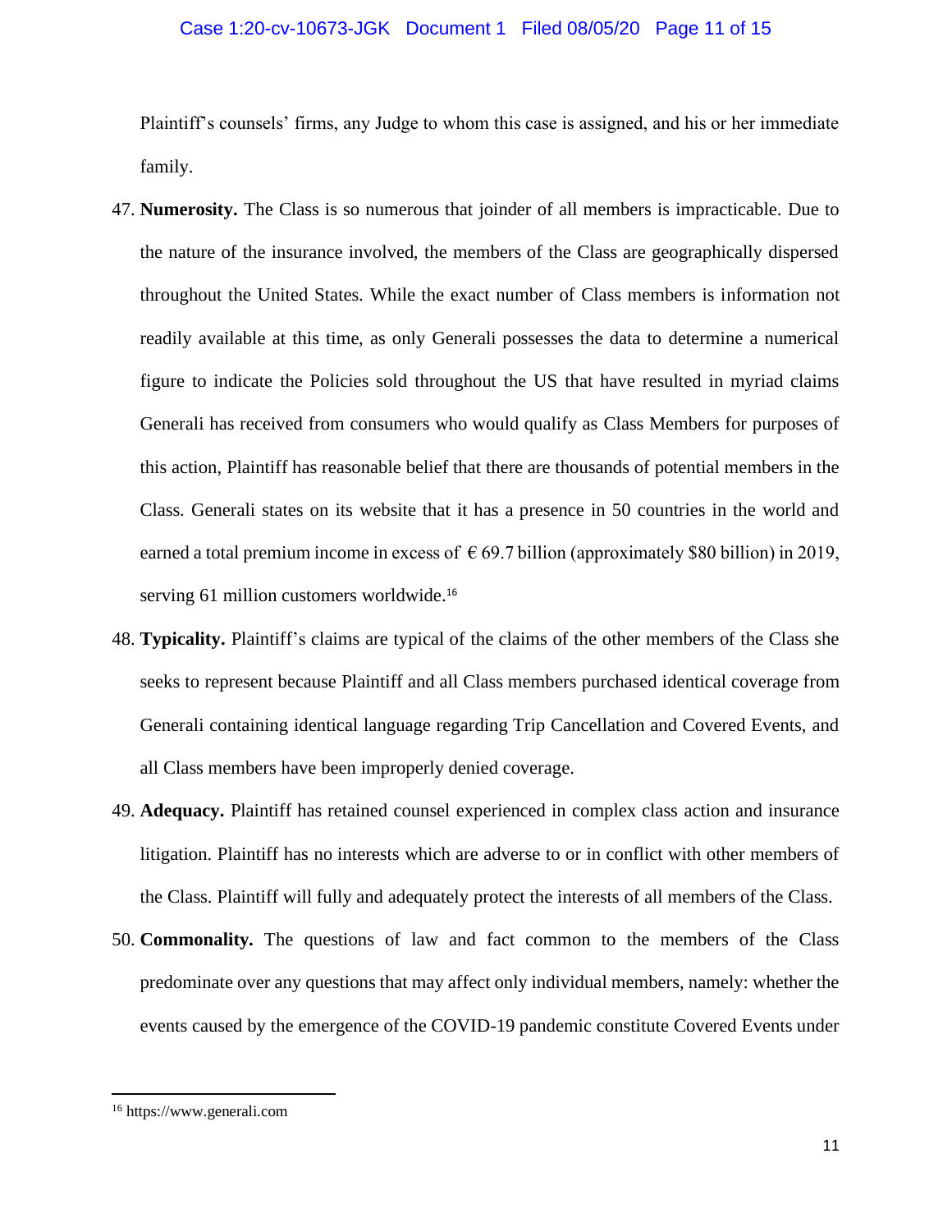Plaintiff's counsels' firms, any Judge to whom this case is assigned, and his or her immediate family.

47. **Numerosity.** The Class is so numerous that joinder of all members is impracticable. Due to the nature of the insurance involved, the members of the Class are geographically dispersed throughout the United States. While the exact number of Class members is information not readily available at this time, as only Generali possesses the data to determine a numerical figure to indicate the Policies sold throughout the US that have resulted in myriad claims Generali has received from consumers who would qualify as Class Members for purposes of this action, Plaintiff has reasonable belief that there are thousands of potential members in the Class. Generali states on its website that it has a presence in 50 countries in the world and earned a total premium income in excess of € 69.7 billion (approximately $80 billion) in 2019, serving 61 million customers worldwide.[16]

48. **Typicality.** Plaintiff's claims are typical of the claims of the other members of the Class she seeks to represent because Plaintiff and all Class members purchased identical coverage from Generali containing identical language regarding Trip Cancellation and Covered Events, and all Class members have been improperly denied coverage.

49. **Adequacy.** Plaintiff has retained counsel experienced in complex class action and insurance litigation. Plaintiff has no interests which are adverse to or in conflict with other members of the Class. Plaintiff will fully and adequately protect the interests of all members of the Class.

50. **Commonality.** The questions of law and fact common to the members of the Class predominate over any questions that may affect only individual members, namely: whether the events caused by the emergence of the COVID-19 pandemic constitute Covered Events under

---

[16] https://www.generali.com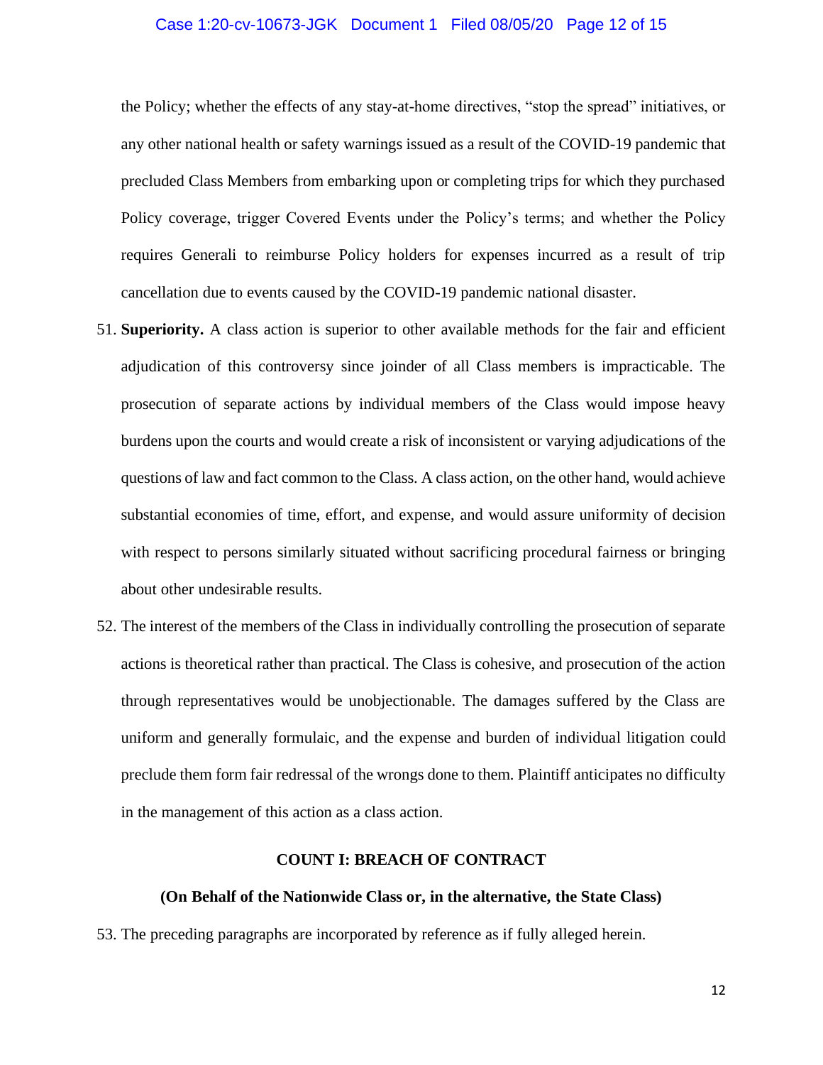the Policy; whether the effects of any stay-at-home directives, "stop the spread" initiatives, or any other national health or safety warnings issued as a result of the COVID-19 pandemic that precluded Class Members from embarking upon or completing trips for which they purchased Policy coverage, trigger Covered Events under the Policy's terms; and whether the Policy requires Generali to reimburse Policy holders for expenses incurred as a result of trip cancellation due to events caused by the COVID-19 pandemic national disaster.

51. **Superiority.** A class action is superior to other available methods for the fair and efficient adjudication of this controversy since joinder of all Class members is impracticable. The prosecution of separate actions by individual members of the Class would impose heavy burdens upon the courts and would create a risk of inconsistent or varying adjudications of the questions of law and fact common to the Class. A class action, on the other hand, would achieve substantial economies of time, effort, and expense, and would assure uniformity of decision with respect to persons similarly situated without sacrificing procedural fairness or bringing about other undesirable results.

52. The interest of the members of the Class in individually controlling the prosecution of separate actions is theoretical rather than practical. The Class is cohesive, and prosecution of the action through representatives would be unobjectionable. The damages suffered by the Class are uniform and generally formulaic, and the expense and burden of individual litigation could preclude them form fair redressal of the wrongs done to them. Plaintiff anticipates no difficulty in the management of this action as a class action.

## COUNT I: BREACH OF CONTRACT

### (On Behalf of the Nationwide Class or, in the alternative, the State Class)

53. The preceding paragraphs are incorporated by reference as if fully alleged herein.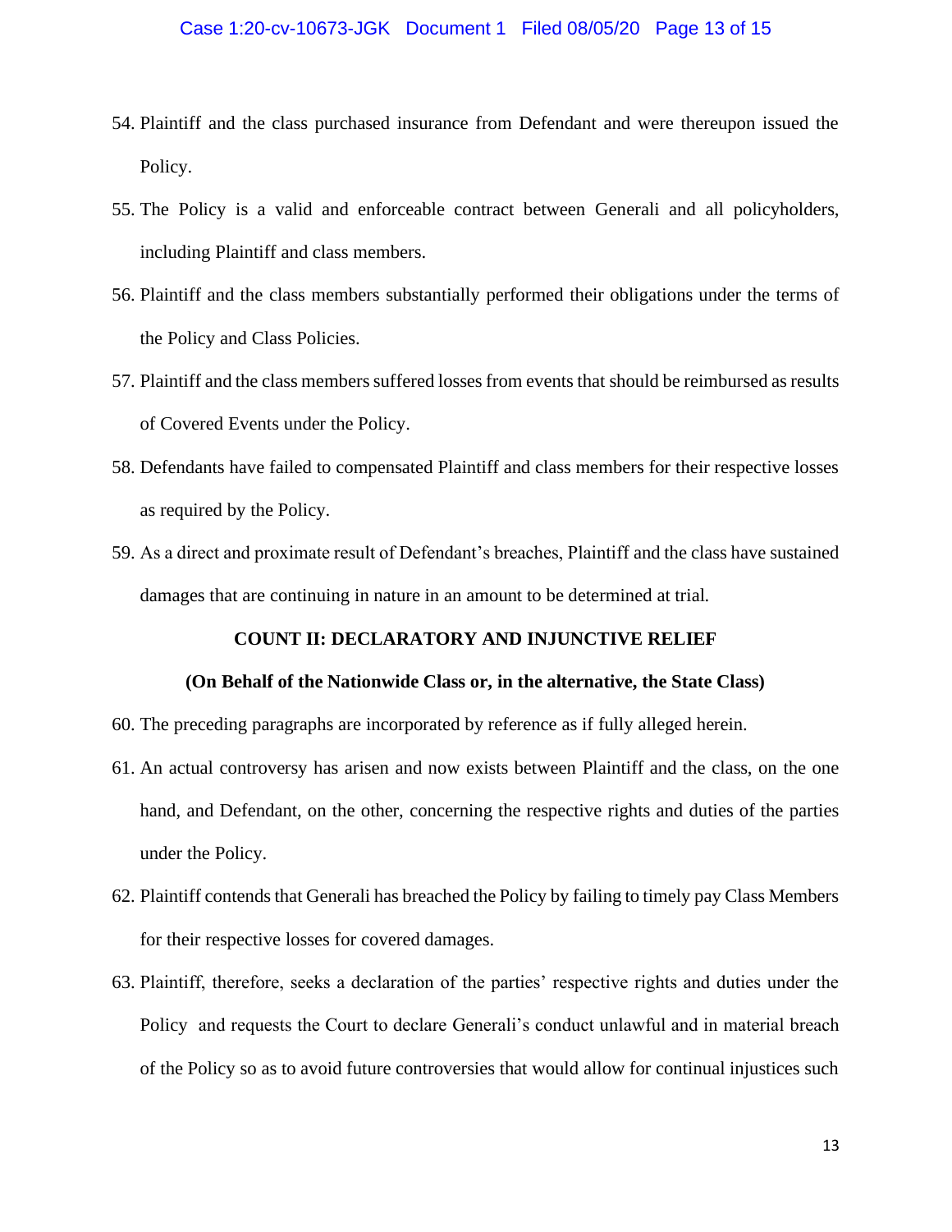54. Plaintiff and the class purchased insurance from Defendant and were thereupon issued the Policy.

55. The Policy is a valid and enforceable contract between Generali and all policyholders, including Plaintiff and class members.

56. Plaintiff and the class members substantially performed their obligations under the terms of the Policy and Class Policies.

57. Plaintiff and the class members suffered losses from events that should be reimbursed as results of Covered Events under the Policy.

58. Defendants have failed to compensated Plaintiff and class members for their respective losses as required by the Policy.

59. As a direct and proximate result of Defendant's breaches, Plaintiff and the class have sustained damages that are continuing in nature in an amount to be determined at trial.

**COUNT II: DECLARATORY AND INJUNCTIVE RELIEF**

**(On Behalf of the Nationwide Class or, in the alternative, the State Class)**

60. The preceding paragraphs are incorporated by reference as if fully alleged herein.

61. An actual controversy has arisen and now exists between Plaintiff and the class, on the one hand, and Defendant, on the other, concerning the respective rights and duties of the parties under the Policy.

62. Plaintiff contends that Generali has breached the Policy by failing to timely pay Class Members for their respective losses for covered damages.

63. Plaintiff, therefore, seeks a declaration of the parties' respective rights and duties under the Policy and requests the Court to declare Generali's conduct unlawful and in material breach of the Policy so as to avoid future controversies that would allow for continual injustices such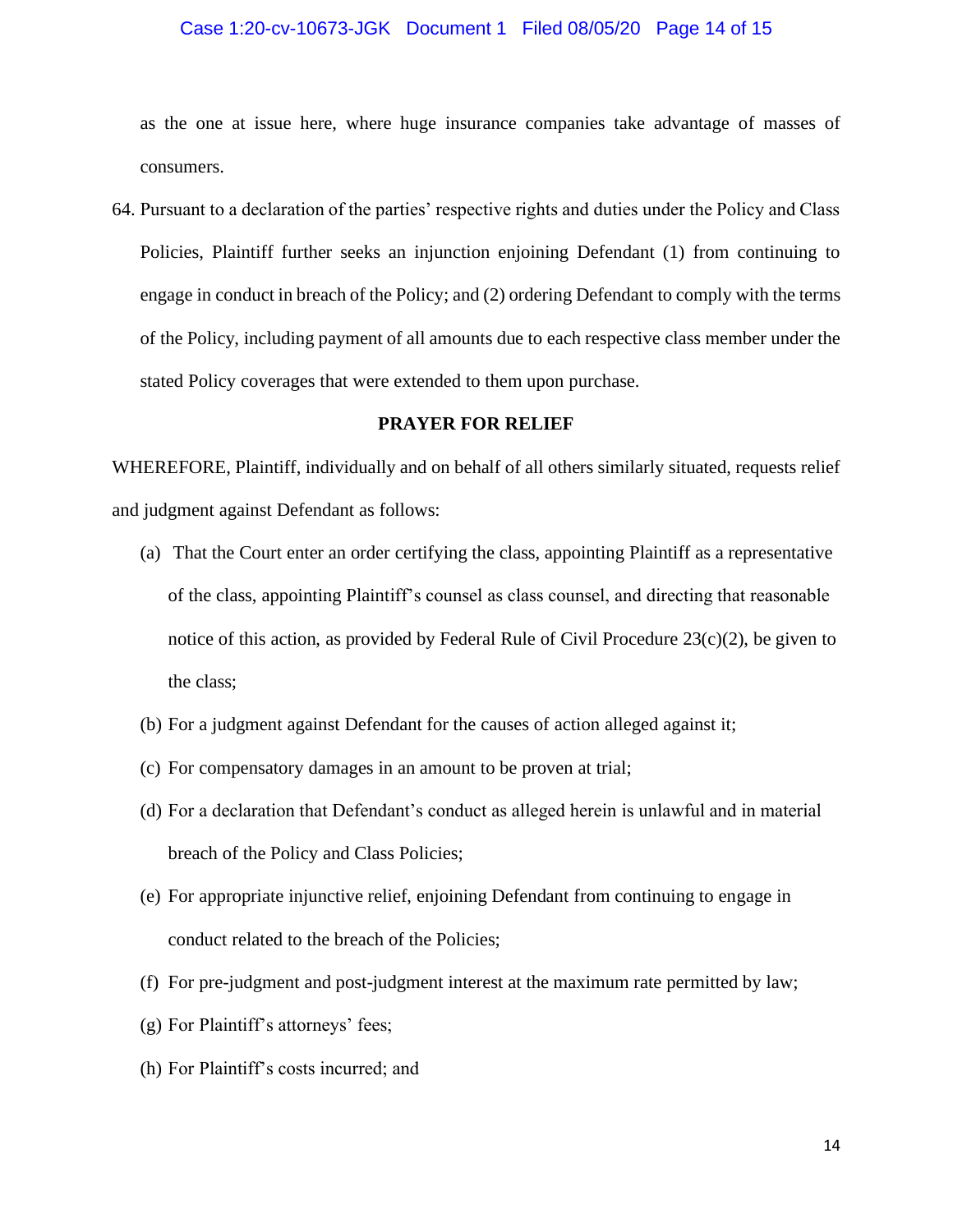as the one at issue here, where huge insurance companies take advantage of masses of consumers.

64. Pursuant to a declaration of the parties' respective rights and duties under the Policy and Class Policies, Plaintiff further seeks an injunction enjoining Defendant (1) from continuing to engage in conduct in breach of the Policy; and (2) ordering Defendant to comply with the terms of the Policy, including payment of all amounts due to each respective class member under the stated Policy coverages that were extended to them upon purchase.

**PRAYER FOR RELIEF**

WHEREFORE, Plaintiff, individually and on behalf of all others similarly situated, requests relief and judgment against Defendant as follows:

(a) That the Court enter an order certifying the class, appointing Plaintiff as a representative of the class, appointing Plaintiff's counsel as class counsel, and directing that reasonable notice of this action, as provided by Federal Rule of Civil Procedure 23(c)(2), be given to the class;

(b) For a judgment against Defendant for the causes of action alleged against it;

(c) For compensatory damages in an amount to be proven at trial;

(d) For a declaration that Defendant's conduct as alleged herein is unlawful and in material breach of the Policy and Class Policies;

(e) For appropriate injunctive relief, enjoining Defendant from continuing to engage in conduct related to the breach of the Policies;

(f) For pre-judgment and post-judgment interest at the maximum rate permitted by law;

(g) For Plaintiff's attorneys' fees;

(h) For Plaintiff's costs incurred; and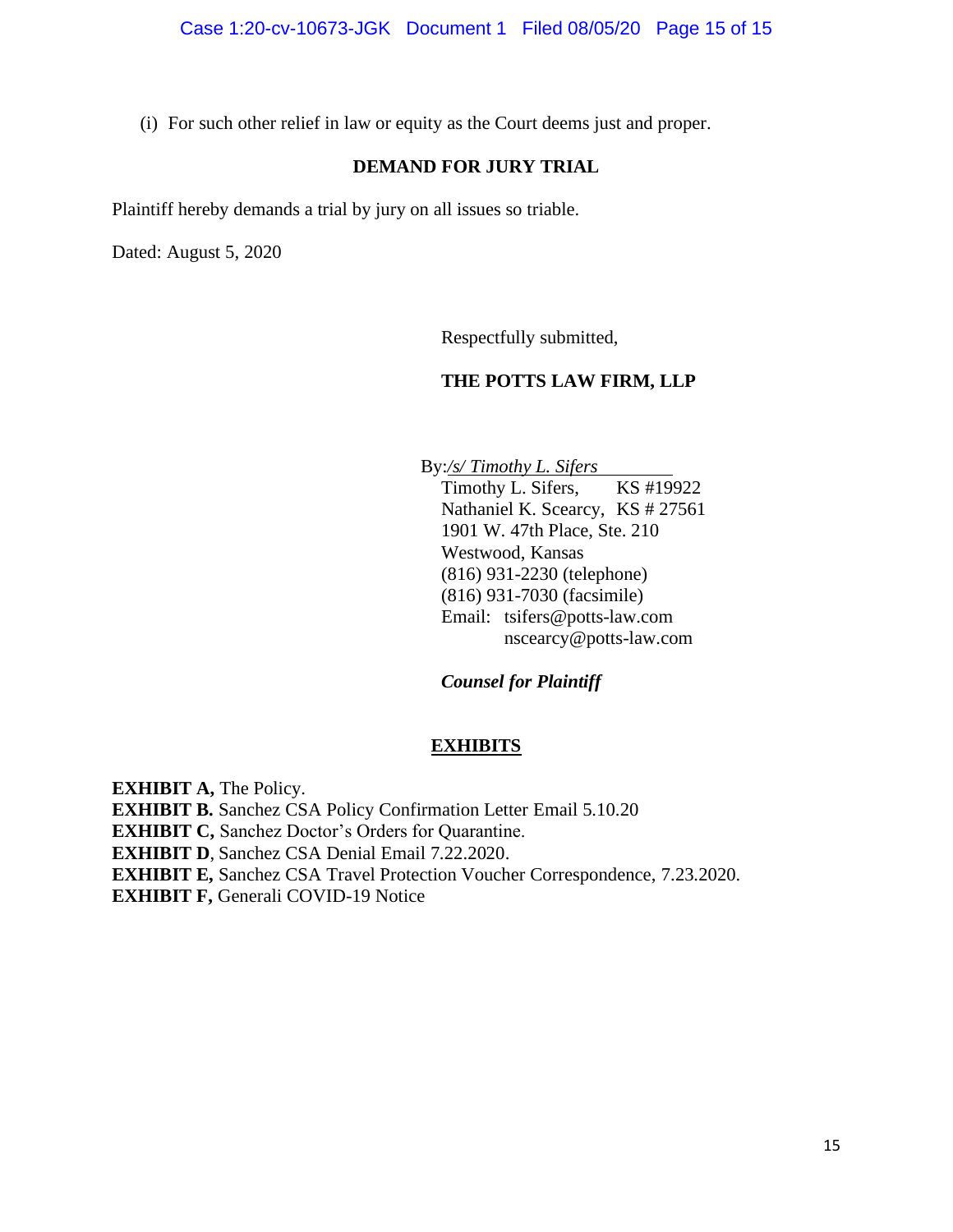(i) For such other relief in law or equity as the Court deems just and proper.

**DEMAND FOR JURY TRIAL**

Plaintiff hereby demands a trial by jury on all issues so triable.

Dated: August 5, 2020

Respectfully submitted,

**THE POTTS LAW FIRM, LLP**

By: */s/ Timothy L. Sifers*
Timothy L. Sifers, KS #19922
Nathaniel K. Scearcy, KS # 27561
1901 W. 47th Place, Ste. 210
Westwood, Kansas
(816) 931-2230 (telephone)
(816) 931-7030 (facsimile)
Email: tsifers@potts-law.com
nscearcy@potts-law.com

***Counsel for Plaintiff***

**EXHIBITS**

**EXHIBIT A,** The Policy.
**EXHIBIT B.** Sanchez CSA Policy Confirmation Letter Email 5.10.20
**EXHIBIT C,** Sanchez Doctor's Orders for Quarantine.
**EXHIBIT D**, Sanchez CSA Denial Email 7.22.2020.
**EXHIBIT E,** Sanchez CSA Travel Protection Voucher Correspondence, 7.23.2020.
**EXHIBIT F,** Generali COVID-19 Notice